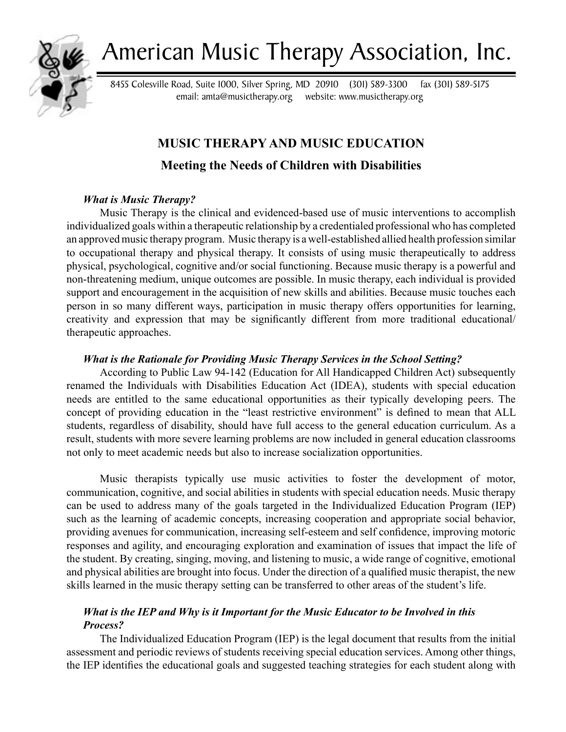# American Music Therapy Association, Inc.

8455 Colesville Road, Suite 1000, Silver Spring, MD 20910 (301) 589-3300 fax (301) 589-5175
email: amta@musictherapy.org website: www.musictherapy.org

## MUSIC THERAPY AND MUSIC EDUCATION

### Meeting the Needs of Children with Disabilities

***What is Music Therapy?***

Music Therapy is the clinical and evidenced-based use of music interventions to accomplish individualized goals within a therapeutic relationship by a credentialed professional who has completed an approved music therapy program. Music therapy is a well-established allied health profession similar to occupational therapy and physical therapy. It consists of using music therapeutically to address physical, psychological, cognitive and/or social functioning. Because music therapy is a powerful and non-threatening medium, unique outcomes are possible. In music therapy, each individual is provided support and encouragement in the acquisition of new skills and abilities. Because music touches each person in so many different ways, participation in music therapy offers opportunities for learning, creativity and expression that may be significantly different from more traditional educational/ therapeutic approaches.

***What is the Rationale for Providing Music Therapy Services in the School Setting?***

According to Public Law 94-142 (Education for All Handicapped Children Act) subsequently renamed the Individuals with Disabilities Education Act (IDEA), students with special education needs are entitled to the same educational opportunities as their typically developing peers. The concept of providing education in the "least restrictive environment" is defined to mean that ALL students, regardless of disability, should have full access to the general education curriculum. As a result, students with more severe learning problems are now included in general education classrooms not only to meet academic needs but also to increase socialization opportunities.

Music therapists typically use music activities to foster the development of motor, communication, cognitive, and social abilities in students with special education needs. Music therapy can be used to address many of the goals targeted in the Individualized Education Program (IEP) such as the learning of academic concepts, increasing cooperation and appropriate social behavior, providing avenues for communication, increasing self-esteem and self confidence, improving motoric responses and agility, and encouraging exploration and examination of issues that impact the life of the student. By creating, singing, moving, and listening to music, a wide range of cognitive, emotional and physical abilities are brought into focus. Under the direction of a qualified music therapist, the new skills learned in the music therapy setting can be transferred to other areas of the student's life.

***What is the IEP and Why is it Important for the Music Educator to be Involved in this Process?***

The Individualized Education Program (IEP) is the legal document that results from the initial assessment and periodic reviews of students receiving special education services. Among other things, the IEP identifies the educational goals and suggested teaching strategies for each student along with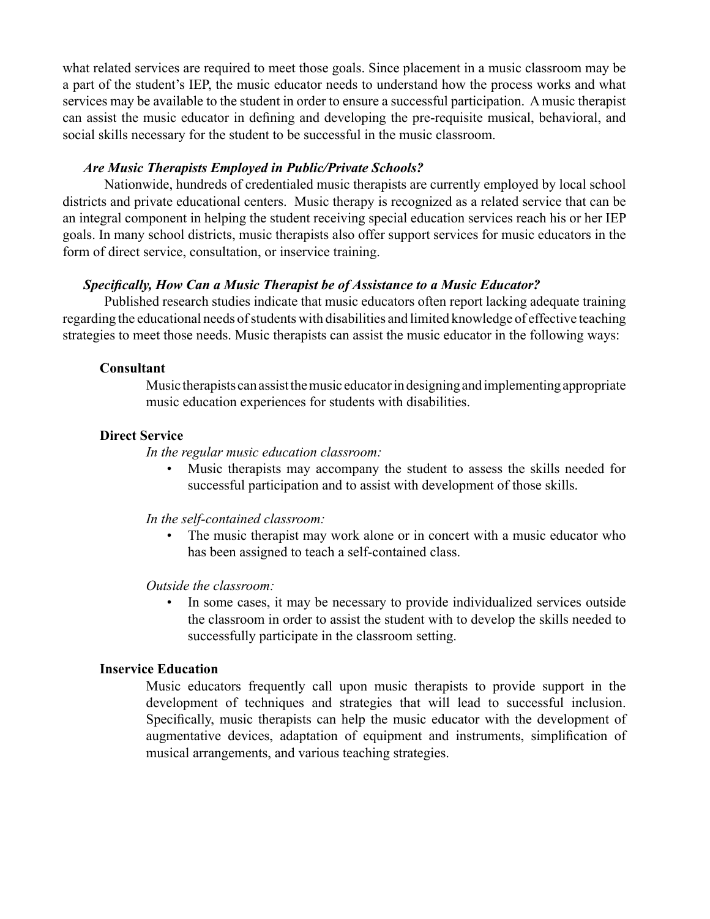what related services are required to meet those goals. Since placement in a music classroom may be a part of the student's IEP, the music educator needs to understand how the process works and what services may be available to the student in order to ensure a successful participation. A music therapist can assist the music educator in defining and developing the pre-requisite musical, behavioral, and social skills necessary for the student to be successful in the music classroom.

### *Are Music Therapists Employed in Public/Private Schools?*

Nationwide, hundreds of credentialed music therapists are currently employed by local school districts and private educational centers. Music therapy is recognized as a related service that can be an integral component in helping the student receiving special education services reach his or her IEP goals. In many school districts, music therapists also offer support services for music educators in the form of direct service, consultation, or inservice training.

### *Specifically, How Can a Music Therapist be of Assistance to a Music Educator?*

Published research studies indicate that music educators often report lacking adequate training regarding the educational needs of students with disabilities and limited knowledge of effective teaching strategies to meet those needs. Music therapists can assist the music educator in the following ways:

**Consultant**

Music therapists can assist the music educator in designing and implementing appropriate music education experiences for students with disabilities.

**Direct Service**

*In the regular music education classroom:*

- Music therapists may accompany the student to assess the skills needed for successful participation and to assist with development of those skills.

*In the self-contained classroom:*

- The music therapist may work alone or in concert with a music educator who has been assigned to teach a self-contained class.

*Outside the classroom:*

- In some cases, it may be necessary to provide individualized services outside the classroom in order to assist the student with to develop the skills needed to successfully participate in the classroom setting.

**Inservice Education**

Music educators frequently call upon music therapists to provide support in the development of techniques and strategies that will lead to successful inclusion. Specifically, music therapists can help the music educator with the development of augmentative devices, adaptation of equipment and instruments, simplification of musical arrangements, and various teaching strategies.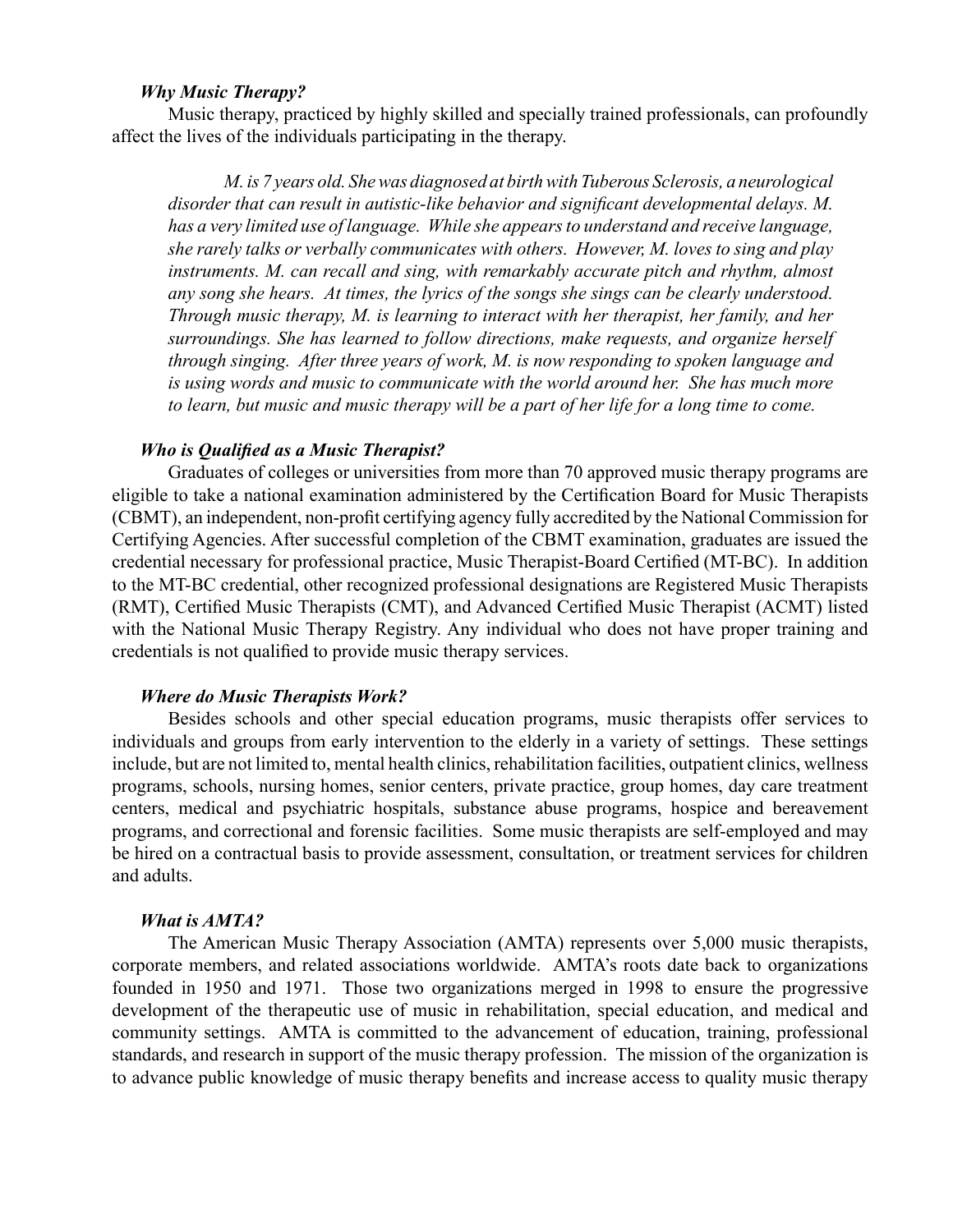### *Why Music Therapy?*

Music therapy, practiced by highly skilled and specially trained professionals, can profoundly affect the lives of the individuals participating in the therapy.

> *M. is 7 years old. She was diagnosed at birth with Tuberous Sclerosis, a neurological disorder that can result in autistic-like behavior and significant developmental delays. M. has a very limited use of language. While she appears to understand and receive language, she rarely talks or verbally communicates with others. However, M. loves to sing and play instruments. M. can recall and sing, with remarkably accurate pitch and rhythm, almost any song she hears. At times, the lyrics of the songs she sings can be clearly understood. Through music therapy, M. is learning to interact with her therapist, her family, and her surroundings. She has learned to follow directions, make requests, and organize herself through singing. After three years of work, M. is now responding to spoken language and is using words and music to communicate with the world around her. She has much more to learn, but music and music therapy will be a part of her life for a long time to come.*

### *Who is Qualified as a Music Therapist?*

Graduates of colleges or universities from more than 70 approved music therapy programs are eligible to take a national examination administered by the Certification Board for Music Therapists (CBMT), an independent, non-profit certifying agency fully accredited by the National Commission for Certifying Agencies. After successful completion of the CBMT examination, graduates are issued the credential necessary for professional practice, Music Therapist-Board Certified (MT-BC). In addition to the MT-BC credential, other recognized professional designations are Registered Music Therapists (RMT), Certified Music Therapists (CMT), and Advanced Certified Music Therapist (ACMT) listed with the National Music Therapy Registry. Any individual who does not have proper training and credentials is not qualified to provide music therapy services.

### *Where do Music Therapists Work?*

Besides schools and other special education programs, music therapists offer services to individuals and groups from early intervention to the elderly in a variety of settings. These settings include, but are not limited to, mental health clinics, rehabilitation facilities, outpatient clinics, wellness programs, schools, nursing homes, senior centers, private practice, group homes, day care treatment centers, medical and psychiatric hospitals, substance abuse programs, hospice and bereavement programs, and correctional and forensic facilities. Some music therapists are self-employed and may be hired on a contractual basis to provide assessment, consultation, or treatment services for children and adults.

### *What is AMTA?*

The American Music Therapy Association (AMTA) represents over 5,000 music therapists, corporate members, and related associations worldwide. AMTA's roots date back to organizations founded in 1950 and 1971. Those two organizations merged in 1998 to ensure the progressive development of the therapeutic use of music in rehabilitation, special education, and medical and community settings. AMTA is committed to the advancement of education, training, professional standards, and research in support of the music therapy profession. The mission of the organization is to advance public knowledge of music therapy benefits and increase access to quality music therapy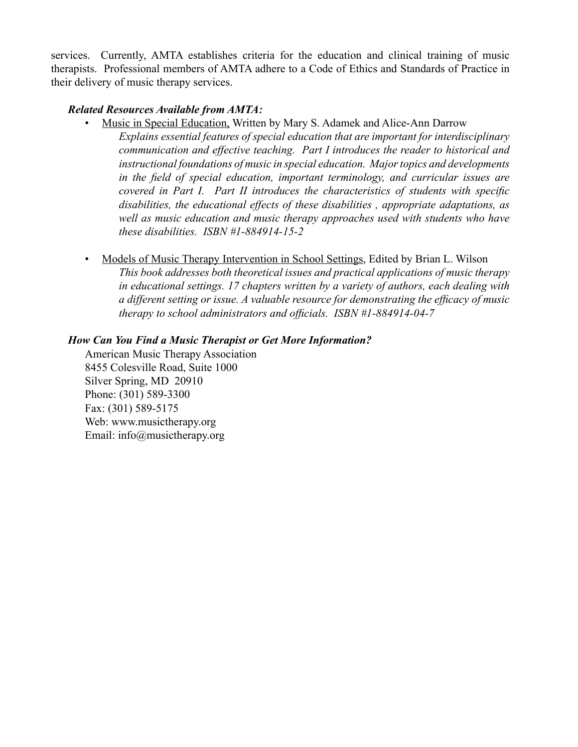services. Currently, AMTA establishes criteria for the education and clinical training of music therapists. Professional members of AMTA adhere to a Code of Ethics and Standards of Practice in their delivery of music therapy services.

***Related Resources Available from AMTA:***

- Music in Special Education, Written by Mary S. Adamek and Alice-Ann Darrow
  *Explains essential features of special education that are important for interdisciplinary communication and effective teaching. Part I introduces the reader to historical and instructional foundations of music in special education. Major topics and developments in the field of special education, important terminology, and curricular issues are covered in Part I. Part II introduces the characteristics of students with specific disabilities, the educational effects of these disabilities , appropriate adaptations, as well as music education and music therapy approaches used with students who have these disabilities. ISBN #1-884914-15-2*

- Models of Music Therapy Intervention in School Settings, Edited by Brian L. Wilson
  *This book addresses both theoretical issues and practical applications of music therapy in educational settings. 17 chapters written by a variety of authors, each dealing with a different setting or issue. A valuable resource for demonstrating the efficacy of music therapy to school administrators and officials. ISBN #1-884914-04-7*

***How Can You Find a Music Therapist or Get More Information?***

American Music Therapy Association
8455 Colesville Road, Suite 1000
Silver Spring, MD 20910
Phone: (301) 589-3300
Fax: (301) 589-5175
Web: www.musictherapy.org
Email: info@musictherapy.org